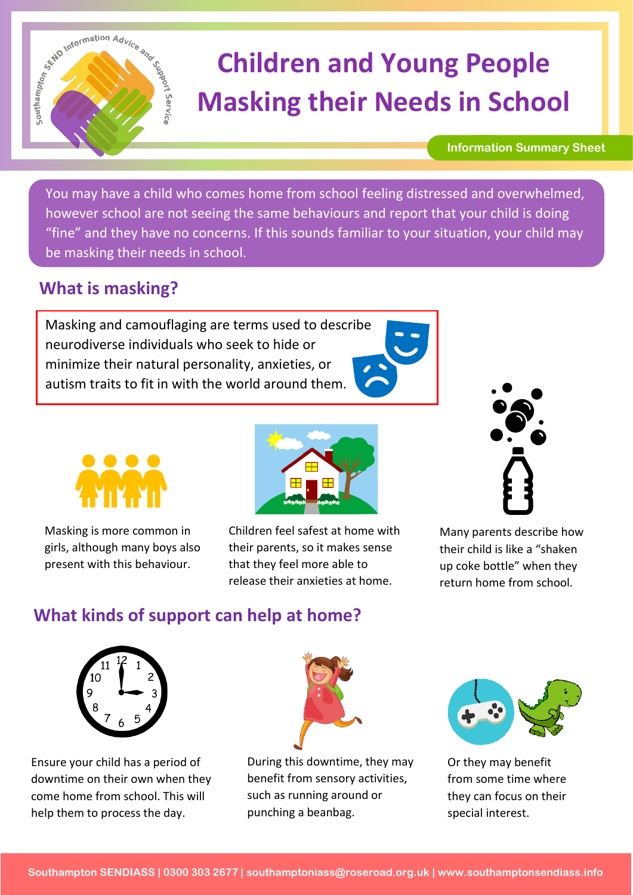# Children and Young People Masking their Needs in School

**Information Summary Sheet**

You may have a child who comes home from school feeling distressed and overwhelmed, however school are not seeing the same behaviours and report that your child is doing "fine" and they have no concerns. If this sounds familiar to your situation, your child may be masking their needs in school.

## What is masking?

Masking and camouflaging are terms used to describe neurodiverse individuals who seek to hide or minimize their natural personality, anxieties, or autism traits to fit in with the world around them.

Masking is more common in girls, although many boys also present with this behaviour.

Children feel safest at home with their parents, so it makes sense that they feel more able to release their anxieties at home.

Many parents describe how their child is like a "shaken up coke bottle" when they return home from school.

## What kinds of support can help at home?

Ensure your child has a period of downtime on their own when they come home from school. This will help them to process the day.

During this downtime, they may benefit from sensory activities, such as running around or punching a beanbag.

Or they may benefit from some time where they can focus on their special interest.

**Southampton SENDIASS | 0300 303 2677 | southamptoniass@roserod.org.uk | www.southamptonsendiass.info**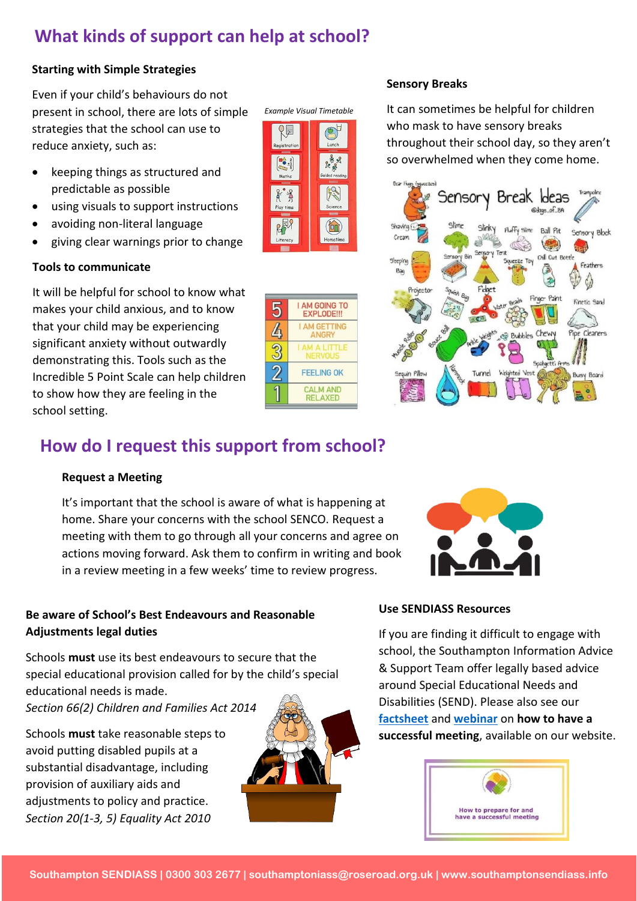# What kinds of support can help at school?

### Starting with Simple Strategies

Even if your child's behaviours do not present in school, there are lots of simple strategies that the school can use to reduce anxiety, such as:

- keeping things as structured and predictable as possible
- using visuals to support instructions
- avoiding non-literal language
- giving clear warnings prior to change

*Example Visual Timetable*

Registration
Lunch
Maths
Guided reading
Play time
Science
Literacy
Hometime

### Tools to communicate

It will be helpful for school to know what makes your child anxious, and to know that your child may be experiencing significant anxiety without outwardly demonstrating this. Tools such as the Incredible 5 Point Scale can help children to show how they are feeling in the school setting.

5 I AM GOING TO EXPLODE!!!
4 I AM GETTING ANGRY
3 I AM A LITTLE NERVOUS
2 FEELING OK
1 CALM AND RELAXED

### Sensory Breaks

It can sometimes be helpful for children who mask to have sensory breaks throughout their school day, so they aren't so overwhelmed when they come home.

# How do I request this support from school?

### Request a Meeting

It's important that the school is aware of what is happening at home. Share your concerns with the school SENCO. Request a meeting with them to go through all your concerns and agree on actions moving forward. Ask them to confirm in writing and book in a review meeting in a few weeks' time to review progress.

### Be aware of School's Best Endeavours and Reasonable Adjustments legal duties

Schools **must** use its best endeavours to secure that the special educational provision called for by the child's special educational needs is made.
*Section 66(2) Children and Families Act 2014*

Schools **must** take reasonable steps to avoid putting disabled pupils at a substantial disadvantage, including provision of auxiliary aids and adjustments to policy and practice.
*Section 20(1-3, 5) Equality Act 2010*

### Use SENDIASS Resources

If you are finding it difficult to engage with school, the Southampton Information Advice & Support Team offer legally based advice around Special Educational Needs and Disabilities (SEND). Please also see our factsheet and webinar on **how to have a successful meeting**, available on our website.

How to prepare for and have a successful meeting